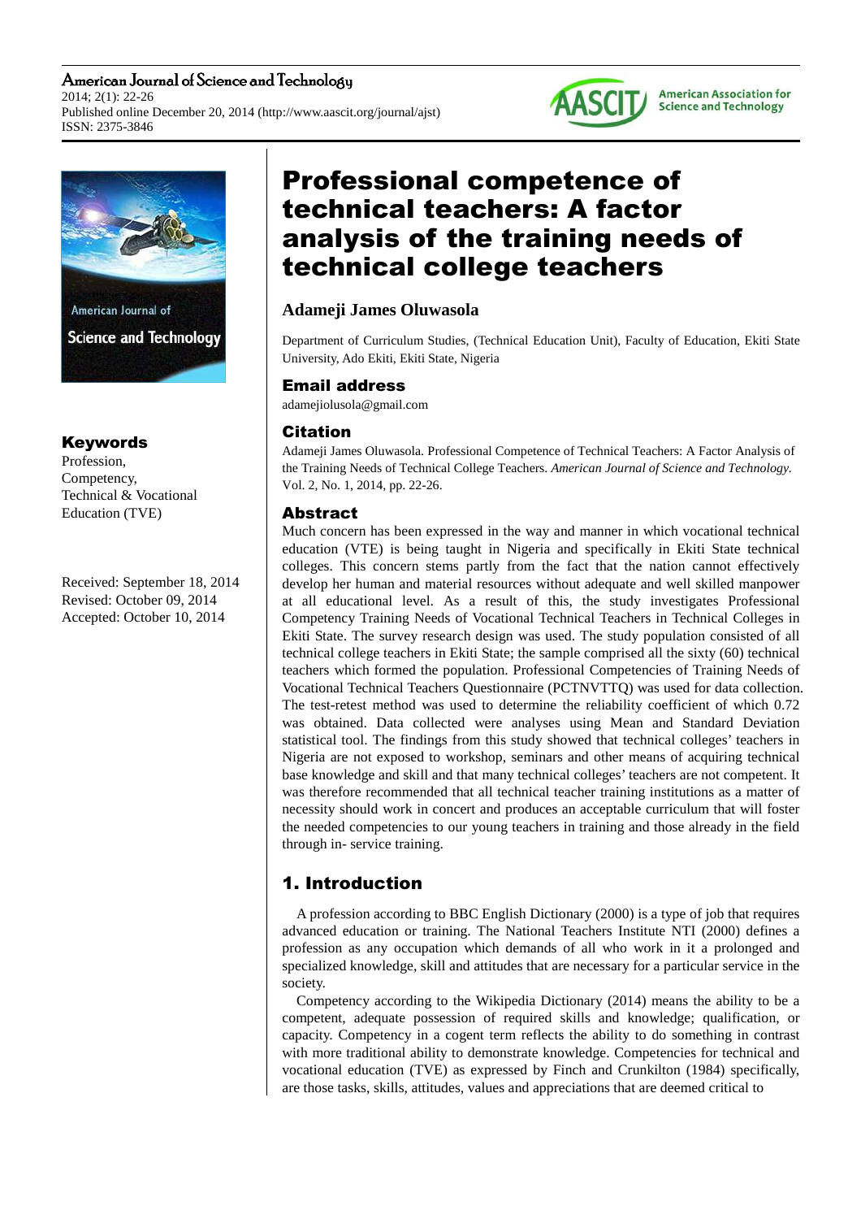# Professional competence of technical teachers: A factor analysis of the training needs of technical college teachers

**Adameji James Oluwasola**

Department of Curriculum Studies, (Technical Education Unit), Faculty of Education, Ekiti State University, Ado Ekiti, Ekiti State, Nigeria

## Email address

adamejiolusola@gmail.com

## Citation

Adameji James Oluwasola. Professional Competence of Technical Teachers: A Factor Analysis of the Training Needs of Technical College Teachers. *American Journal of Science and Technology.* Vol. 2, No. 1, 2014, pp. 22-26.

## Keywords

Profession, Competency, Technical & Vocational Education (TVE)

Received: September 18, 2014
Revised: October 09, 2014
Accepted: October 10, 2014

## Abstract

Much concern has been expressed in the way and manner in which vocational technical education (VTE) is being taught in Nigeria and specifically in Ekiti State technical colleges. This concern stems partly from the fact that the nation cannot effectively develop her human and material resources without adequate and well skilled manpower at all educational level. As a result of this, the study investigates Professional Competency Training Needs of Vocational Technical Teachers in Technical Colleges in Ekiti State. The survey research design was used. The study population consisted of all technical college teachers in Ekiti State; the sample comprised all the sixty (60) technical teachers which formed the population. Professional Competencies of Training Needs of Vocational Technical Teachers Questionnaire (PCTNVTTQ) was used for data collection. The test-retest method was used to determine the reliability coefficient of which 0.72 was obtained. Data collected were analyses using Mean and Standard Deviation statistical tool. The findings from this study showed that technical colleges' teachers in Nigeria are not exposed to workshop, seminars and other means of acquiring technical base knowledge and skill and that many technical colleges' teachers are not competent. It was therefore recommended that all technical teacher training institutions as a matter of necessity should work in concert and produces an acceptable curriculum that will foster the needed competencies to our young teachers in training and those already in the field through in- service training.

## 1. Introduction

A profession according to BBC English Dictionary (2000) is a type of job that requires advanced education or training. The National Teachers Institute NTI (2000) defines a profession as any occupation which demands of all who work in it a prolonged and specialized knowledge, skill and attitudes that are necessary for a particular service in the society.

Competency according to the Wikipedia Dictionary (2014) means the ability to be a competent, adequate possession of required skills and knowledge; qualification, or capacity. Competency in a cogent term reflects the ability to do something in contrast with more traditional ability to demonstrate knowledge. Competencies for technical and vocational education (TVE) as expressed by Finch and Crunkilton (1984) specifically, are those tasks, skills, attitudes, values and appreciations that are deemed critical to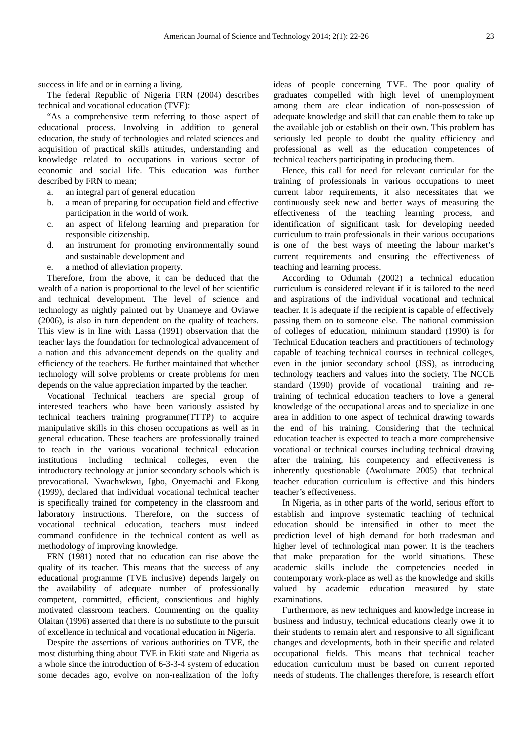success in life and or in earning a living.

The federal Republic of Nigeria FRN (2004) describes technical and vocational education (TVE):

"As a comprehensive term referring to those aspect of educational process. Involving in addition to general education, the study of technologies and related sciences and acquisition of practical skills attitudes, understanding and knowledge related to occupations in various sector of economic and social life. This education was further described by FRN to mean;

a. an integral part of general education
b. a mean of preparing for occupation field and effective participation in the world of work.
c. an aspect of lifelong learning and preparation for responsible citizenship.
d. an instrument for promoting environmentally sound and sustainable development and
e. a method of alleviation property.

Therefore, from the above, it can be deduced that the wealth of a nation is proportional to the level of her scientific and technical development. The level of science and technology as nightly painted out by Unameye and Oviawe (2006), is also in turn dependent on the quality of teachers. This view is in line with Lassa (1991) observation that the teacher lays the foundation for technological advancement of a nation and this advancement depends on the quality and efficiency of the teachers. He further maintained that whether technology will solve problems or create problems for men depends on the value appreciation imparted by the teacher.

Vocational Technical teachers are special group of interested teachers who have been variously assisted by technical teachers training programme(TTTP) to acquire manipulative skills in this chosen occupations as well as in general education. These teachers are professionally trained to teach in the various vocational technical education institutions including technical colleges, even the introductory technology at junior secondary schools which is prevocational. Nwachwkwu, Igbo, Onyemachi and Ekong (1999), declared that individual vocational technical teacher is specifically trained for competency in the classroom and laboratory instructions. Therefore, on the success of vocational technical education, teachers must indeed command confidence in the technical content as well as methodology of improving knowledge.

FRN (1981) noted that no education can rise above the quality of its teacher. This means that the success of any educational programme (TVE inclusive) depends largely on the availability of adequate number of professionally competent, committed, efficient, conscientious and highly motivated classroom teachers. Commenting on the quality Olaitan (1996) asserted that there is no substitute to the pursuit of excellence in technical and vocational education in Nigeria.

Despite the assertions of various authorities on TVE, the most disturbing thing about TVE in Ekiti state and Nigeria as a whole since the introduction of 6-3-3-4 system of education some decades ago, evolve on non-realization of the lofty ideas of people concerning TVE. The poor quality of graduates compelled with high level of unemployment among them are clear indication of non-possession of adequate knowledge and skill that can enable them to take up the available job or establish on their own. This problem has seriously led people to doubt the quality efficiency and professional as well as the education competences of technical teachers participating in producing them.

Hence, this call for need for relevant curricular for the training of professionals in various occupations to meet current labor requirements, it also necessitates that we continuously seek new and better ways of measuring the effectiveness of the teaching learning process, and identification of significant task for developing needed curriculum to train professionals in their various occupations is one of the best ways of meeting the labour market's current requirements and ensuring the effectiveness of teaching and learning process.

According to Odumah (2002) a technical education curriculum is considered relevant if it is tailored to the need and aspirations of the individual vocational and technical teacher. It is adequate if the recipient is capable of effectively passing them on to someone else. The national commission of colleges of education, minimum standard (1990) is for Technical Education teachers and practitioners of technology capable of teaching technical courses in technical colleges, even in the junior secondary school (JSS), as introducing technology teachers and values into the society. The NCCE standard (1990) provide of vocational training and re-training of technical education teachers to love a general knowledge of the occupational areas and to specialize in one area in addition to one aspect of technical drawing towards the end of his training. Considering that the technical education teacher is expected to teach a more comprehensive vocational or technical courses including technical drawing after the training, his competency and effectiveness is inherently questionable (Awolumate 2005) that technical teacher education curriculum is effective and this hinders teacher's effectiveness.

In Nigeria, as in other parts of the world, serious effort to establish and improve systematic teaching of technical education should be intensified in other to meet the prediction level of high demand for both tradesman and higher level of technological man power. It is the teachers that make preparation for the world situations. These academic skills include the competencies needed in contemporary work-place as well as the knowledge and skills valued by academic education measured by state examinations.

Furthermore, as new techniques and knowledge increase in business and industry, technical educations clearly owe it to their students to remain alert and responsive to all significant changes and developments, both in their specific and related occupational fields. This means that technical teacher education curriculum must be based on current reported needs of students. The challenges therefore, is research effort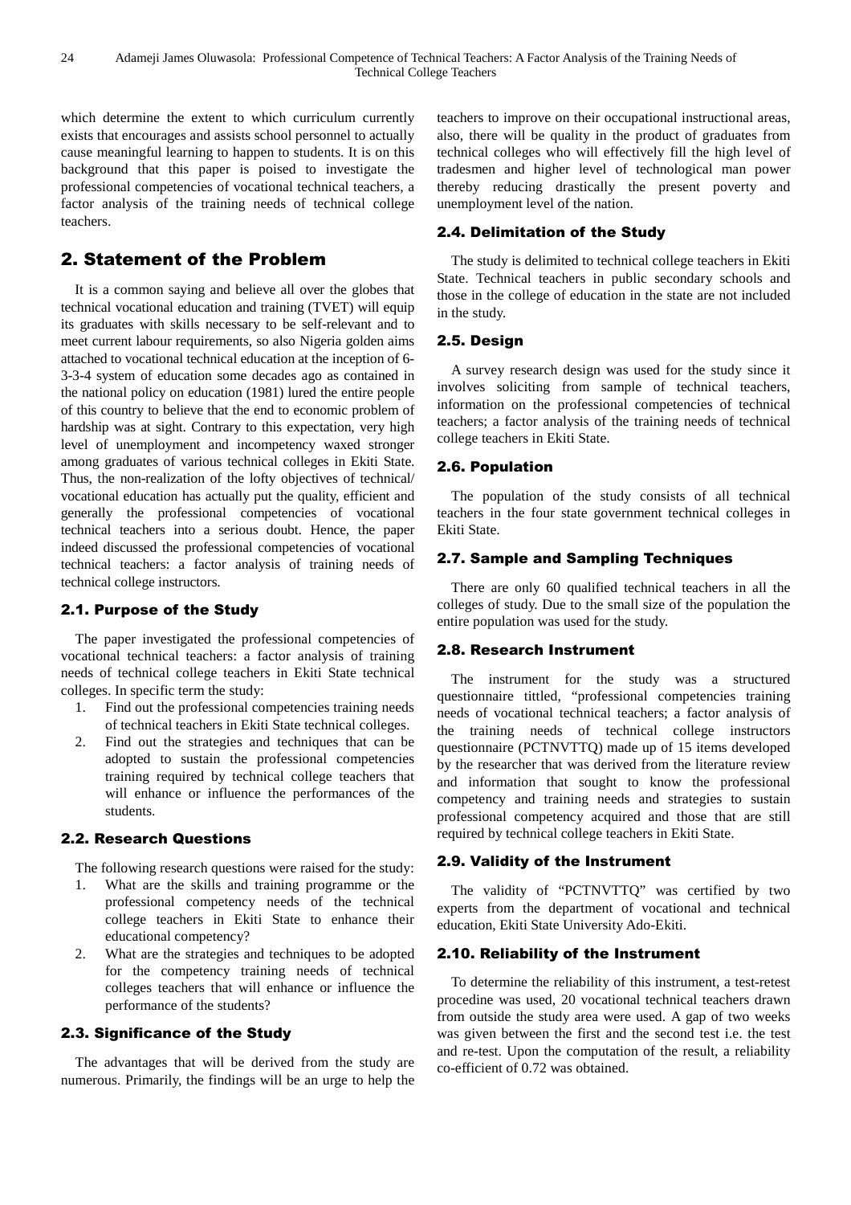which determine the extent to which curriculum currently exists that encourages and assists school personnel to actually cause meaningful learning to happen to students. It is on this background that this paper is poised to investigate the professional competencies of vocational technical teachers, a factor analysis of the training needs of technical college teachers.

## 2. Statement of the Problem

It is a common saying and believe all over the globes that technical vocational education and training (TVET) will equip its graduates with skills necessary to be self-relevant and to meet current labour requirements, so also Nigeria golden aims attached to vocational technical education at the inception of 6-3-3-4 system of education some decades ago as contained in the national policy on education (1981) lured the entire people of this country to believe that the end to economic problem of hardship was at sight. Contrary to this expectation, very high level of unemployment and incompetency waxed stronger among graduates of various technical colleges in Ekiti State. Thus, the non-realization of the lofty objectives of technical/ vocational education has actually put the quality, efficient and generally the professional competencies of vocational technical teachers into a serious doubt. Hence, the paper indeed discussed the professional competencies of vocational technical teachers: a factor analysis of training needs of technical college instructors.

### 2.1. Purpose of the Study

The paper investigated the professional competencies of vocational technical teachers: a factor analysis of training needs of technical college teachers in Ekiti State technical colleges. In specific term the study:

1. Find out the professional competencies training needs of technical teachers in Ekiti State technical colleges.
2. Find out the strategies and techniques that can be adopted to sustain the professional competencies training required by technical college teachers that will enhance or influence the performances of the students.

### 2.2. Research Questions

The following research questions were raised for the study:

1. What are the skills and training programme or the professional competency needs of the technical college teachers in Ekiti State to enhance their educational competency?
2. What are the strategies and techniques to be adopted for the competency training needs of technical colleges teachers that will enhance or influence the performance of the students?

### 2.3. Significance of the Study

The advantages that will be derived from the study are numerous. Primarily, the findings will be an urge to help the teachers to improve on their occupational instructional areas, also, there will be quality in the product of graduates from technical colleges who will effectively fill the high level of tradesmen and higher level of technological man power thereby reducing drastically the present poverty and unemployment level of the nation.

### 2.4. Delimitation of the Study

The study is delimited to technical college teachers in Ekiti State. Technical teachers in public secondary schools and those in the college of education in the state are not included in the study.

### 2.5. Design

A survey research design was used for the study since it involves soliciting from sample of technical teachers, information on the professional competencies of technical teachers; a factor analysis of the training needs of technical college teachers in Ekiti State.

### 2.6. Population

The population of the study consists of all technical teachers in the four state government technical colleges in Ekiti State.

### 2.7. Sample and Sampling Techniques

There are only 60 qualified technical teachers in all the colleges of study. Due to the small size of the population the entire population was used for the study.

### 2.8. Research Instrument

The instrument for the study was a structured questionnaire tittled, "professional competencies training needs of vocational technical teachers; a factor analysis of the training needs of technical college instructors questionnaire (PCTNVTTQ) made up of 15 items developed by the researcher that was derived from the literature review and information that sought to know the professional competency and training needs and strategies to sustain professional competency acquired and those that are still required by technical college teachers in Ekiti State.

### 2.9. Validity of the Instrument

The validity of "PCTNVTTQ" was certified by two experts from the department of vocational and technical education, Ekiti State University Ado-Ekiti.

### 2.10. Reliability of the Instrument

To determine the reliability of this instrument, a test-retest procedine was used, 20 vocational technical teachers drawn from outside the study area were used. A gap of two weeks was given between the first and the second test i.e. the test and re-test. Upon the computation of the result, a reliability co-efficient of 0.72 was obtained.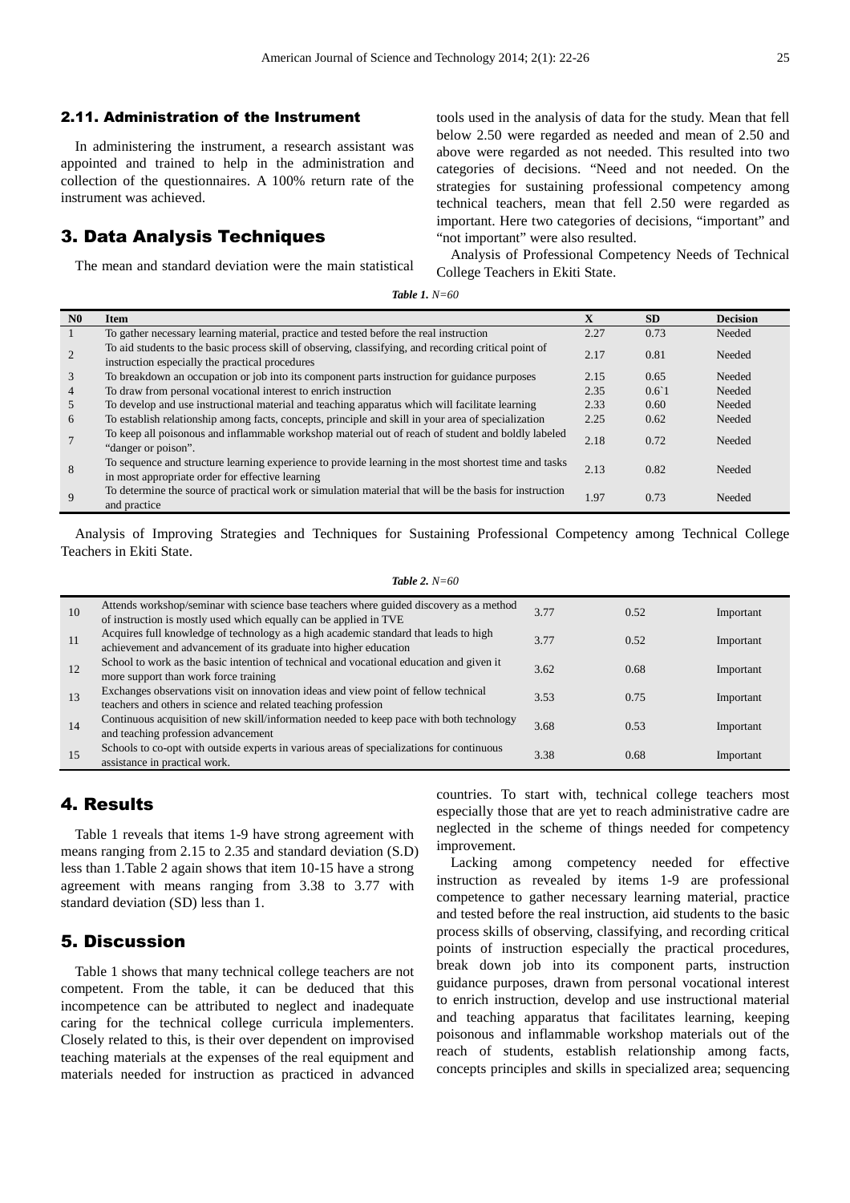## 2.11. Administration of the Instrument

In administering the instrument, a research assistant was appointed and trained to help in the administration and collection of the questionnaires. A 100% return rate of the instrument was achieved.

# 3. Data Analysis Techniques

The mean and standard deviation were the main statistical tools used in the analysis of data for the study. Mean that fell below 2.50 were regarded as needed and mean of 2.50 and above were regarded as not needed. This resulted into two categories of decisions. "Need and not needed. On the strategies for sustaining professional competency among technical teachers, mean that fell 2.50 were regarded as important. Here two categories of decisions, "important" and "not important" were also resulted.

Analysis of Professional Competency Needs of Technical College Teachers in Ekiti State.

***Table 1.*** *N=60*

| N0 | Item | X | SD | Decision |
|---|---|---|---|---|
| 1 | To gather necessary learning material, practice and tested before the real instruction | 2.27 | 0.73 | Needed |
| 2 | To aid students to the basic process skill of observing, classifying, and recording critical point of instruction especially the practical procedures | 2.17 | 0.81 | Needed |
| 3 | To breakdown an occupation or job into its component parts instruction for guidance purposes | 2.15 | 0.65 | Needed |
| 4 | To draw from personal vocational interest to enrich instruction | 2.35 | 0.6`1 | Needed |
| 5 | To develop and use instructional material and teaching apparatus which will facilitate learning | 2.33 | 0.60 | Needed |
| 6 | To establish relationship among facts, concepts, principle and skill in your area of specialization | 2.25 | 0.62 | Needed |
| 7 | To keep all poisonous and inflammable workshop material out of reach of student and boldly labeled "danger or poison". | 2.18 | 0.72 | Needed |
| 8 | To sequence and structure learning experience to provide learning in the most shortest time and tasks in most appropriate order for effective learning | 2.13 | 0.82 | Needed |
| 9 | To determine the source of practical work or simulation material that will be the basis for instruction and practice | 1.97 | 0.73 | Needed |

Analysis of Improving Strategies and Techniques for Sustaining Professional Competency among Technical College Teachers in Ekiti State.

***Table 2.*** *N=60*

| | | | | |
|---|---|---|---|---|
| 10 | Attends workshop/seminar with science base teachers where guided discovery as a method of instruction is mostly used which equally can be applied in TVE | 3.77 | 0.52 | Important |
| 11 | Acquires full knowledge of technology as a high academic standard that leads to high achievement and advancement of its graduate into higher education | 3.77 | 0.52 | Important |
| 12 | School to work as the basic intention of technical and vocational education and given it more support than work force training | 3.62 | 0.68 | Important |
| 13 | Exchanges observations visit on innovation ideas and view point of fellow technical teachers and others in science and related teaching profession | 3.53 | 0.75 | Important |
| 14 | Continuous acquisition of new skill/information needed to keep pace with both technology and teaching profession advancement | 3.68 | 0.53 | Important |
| 15 | Schools to co-opt with outside experts in various areas of specializations for continuous assistance in practical work. | 3.38 | 0.68 | Important |

# 4. Results

Table 1 reveals that items 1-9 have strong agreement with means ranging from 2.15 to 2.35 and standard deviation (S.D) less than 1.Table 2 again shows that item 10-15 have a strong agreement with means ranging from 3.38 to 3.77 with standard deviation (SD) less than 1.

# 5. Discussion

Table 1 shows that many technical college teachers are not competent. From the table, it can be deduced that this incompetence can be attributed to neglect and inadequate caring for the technical college curricula implementers. Closely related to this, is their over dependent on improvised teaching materials at the expenses of the real equipment and materials needed for instruction as practiced in advanced countries. To start with, technical college teachers most especially those that are yet to reach administrative cadre are neglected in the scheme of things needed for competency improvement.

Lacking among competency needed for effective instruction as revealed by items 1-9 are professional competence to gather necessary learning material, practice and tested before the real instruction, aid students to the basic process skills of observing, classifying, and recording critical points of instruction especially the practical procedures, break down job into its component parts, instruction guidance purposes, drawn from personal vocational interest to enrich instruction, develop and use instructional material and teaching apparatus that facilitates learning, keeping poisonous and inflammable workshop materials out of the reach of students, establish relationship among facts, concepts principles and skills in specialized area; sequencing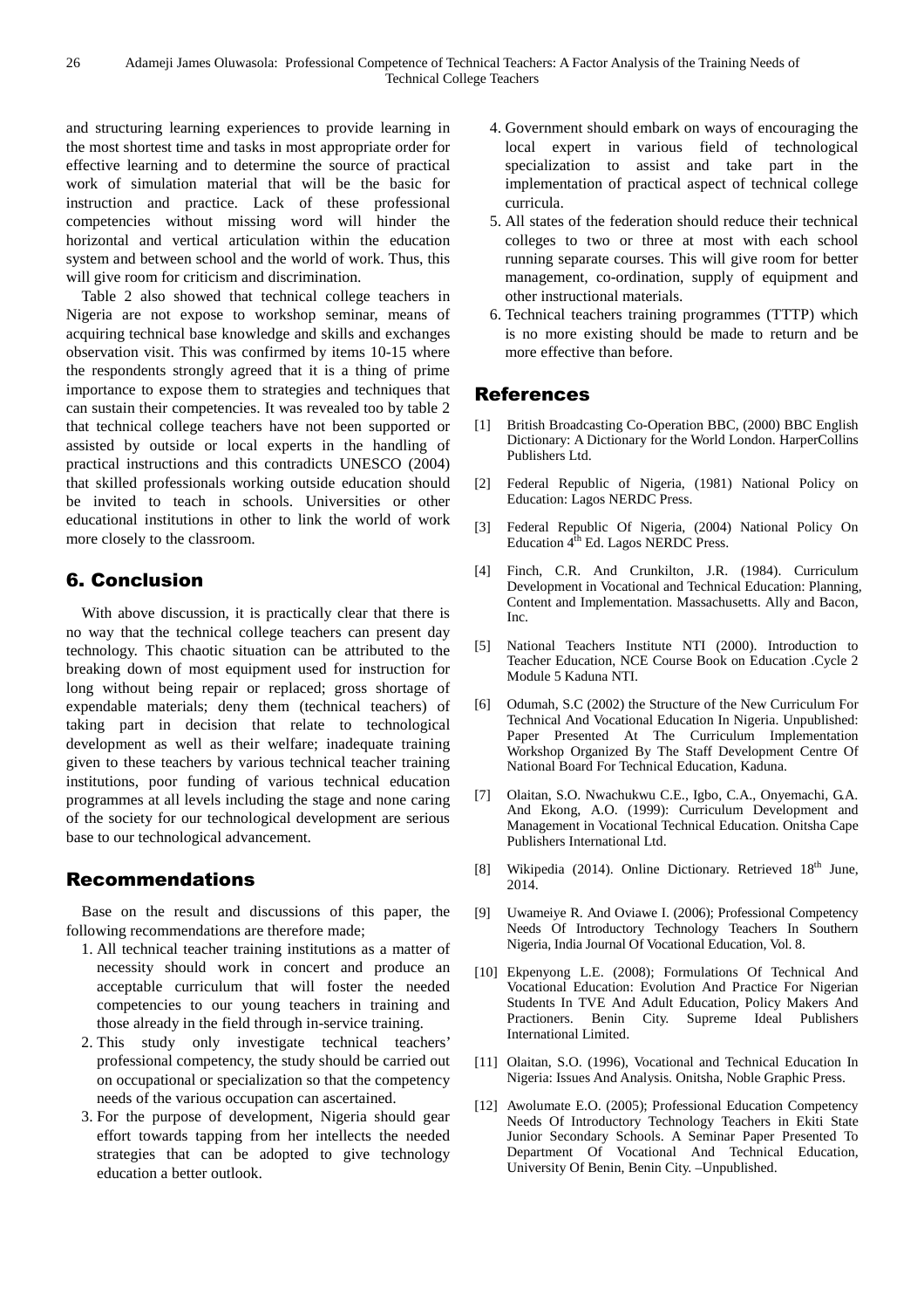and structuring learning experiences to provide learning in the most shortest time and tasks in most appropriate order for effective learning and to determine the source of practical work of simulation material that will be the basic for instruction and practice. Lack of these professional competencies without missing word will hinder the horizontal and vertical articulation within the education system and between school and the world of work. Thus, this will give room for criticism and discrimination.

Table 2 also showed that technical college teachers in Nigeria are not expose to workshop seminar, means of acquiring technical base knowledge and skills and exchanges observation visit. This was confirmed by items 10-15 where the respondents strongly agreed that it is a thing of prime importance to expose them to strategies and techniques that can sustain their competencies. It was revealed too by table 2 that technical college teachers have not been supported or assisted by outside or local experts in the handling of practical instructions and this contradicts UNESCO (2004) that skilled professionals working outside education should be invited to teach in schools. Universities or other educational institutions in other to link the world of work more closely to the classroom.

## 6. Conclusion

With above discussion, it is practically clear that there is no way that the technical college teachers can present day technology. This chaotic situation can be attributed to the breaking down of most equipment used for instruction for long without being repair or replaced; gross shortage of expendable materials; deny them (technical teachers) of taking part in decision that relate to technological development as well as their welfare; inadequate training given to these teachers by various technical teacher training institutions, poor funding of various technical education programmes at all levels including the stage and none caring of the society for our technological development are serious base to our technological advancement.

## Recommendations

Base on the result and discussions of this paper, the following recommendations are therefore made;

1. All technical teacher training institutions as a matter of necessity should work in concert and produce an acceptable curriculum that will foster the needed competencies to our young teachers in training and those already in the field through in-service training.
2. This study only investigate technical teachers' professional competency, the study should be carried out on occupational or specialization so that the competency needs of the various occupation can ascertained.
3. For the purpose of development, Nigeria should gear effort towards tapping from her intellects the needed strategies that can be adopted to give technology education a better outlook.
4. Government should embark on ways of encouraging the local expert in various field of technological specialization to assist and take part in the implementation of practical aspect of technical college curricula.
5. All states of the federation should reduce their technical colleges to two or three at most with each school running separate courses. This will give room for better management, co-ordination, supply of equipment and other instructional materials.
6. Technical teachers training programmes (TTTP) which is no more existing should be made to return and be more effective than before.

## References

[1] British Broadcasting Co-Operation BBC, (2000) BBC English Dictionary: A Dictionary for the World London. HarperCollins Publishers Ltd.

[2] Federal Republic of Nigeria, (1981) National Policy on Education: Lagos NERDC Press.

[3] Federal Republic Of Nigeria, (2004) National Policy On Education 4th Ed. Lagos NERDC Press.

[4] Finch, C.R. And Crunkilton, J.R. (1984). Curriculum Development in Vocational and Technical Education: Planning, Content and Implementation. Massachusetts. Ally and Bacon, Inc.

[5] National Teachers Institute NTI (2000). Introduction to Teacher Education, NCE Course Book on Education .Cycle 2 Module 5 Kaduna NTI.

[6] Odumah, S.C (2002) the Structure of the New Curriculum For Technical And Vocational Education In Nigeria. Unpublished: Paper Presented At The Curriculum Implementation Workshop Organized By The Staff Development Centre Of National Board For Technical Education, Kaduna.

[7] Olaitan, S.O. Nwachukwu C.E., Igbo, C.A., Onyemachi, G.A. And Ekong, A.O. (1999): Curriculum Development and Management in Vocational Technical Education. Onitsha Cape Publishers International Ltd.

[8] Wikipedia (2014). Online Dictionary. Retrieved 18th June, 2014.

[9] Uwameiye R. And Oviawe I. (2006); Professional Competency Needs Of Introductory Technology Teachers In Southern Nigeria, India Journal Of Vocational Education, Vol. 8.

[10] Ekpenyong L.E. (2008); Formulations Of Technical And Vocational Education: Evolution And Practice For Nigerian Students In TVE And Adult Education, Policy Makers And Practioners. Benin City. Supreme Ideal Publishers International Limited.

[11] Olaitan, S.O. (1996), Vocational and Technical Education In Nigeria: Issues And Analysis. Onitsha, Noble Graphic Press.

[12] Awolumate E.O. (2005); Professional Education Competency Needs Of Introductory Technology Teachers in Ekiti State Junior Secondary Schools. A Seminar Paper Presented To Department Of Vocational And Technical Education, University Of Benin, Benin City. –Unpublished.